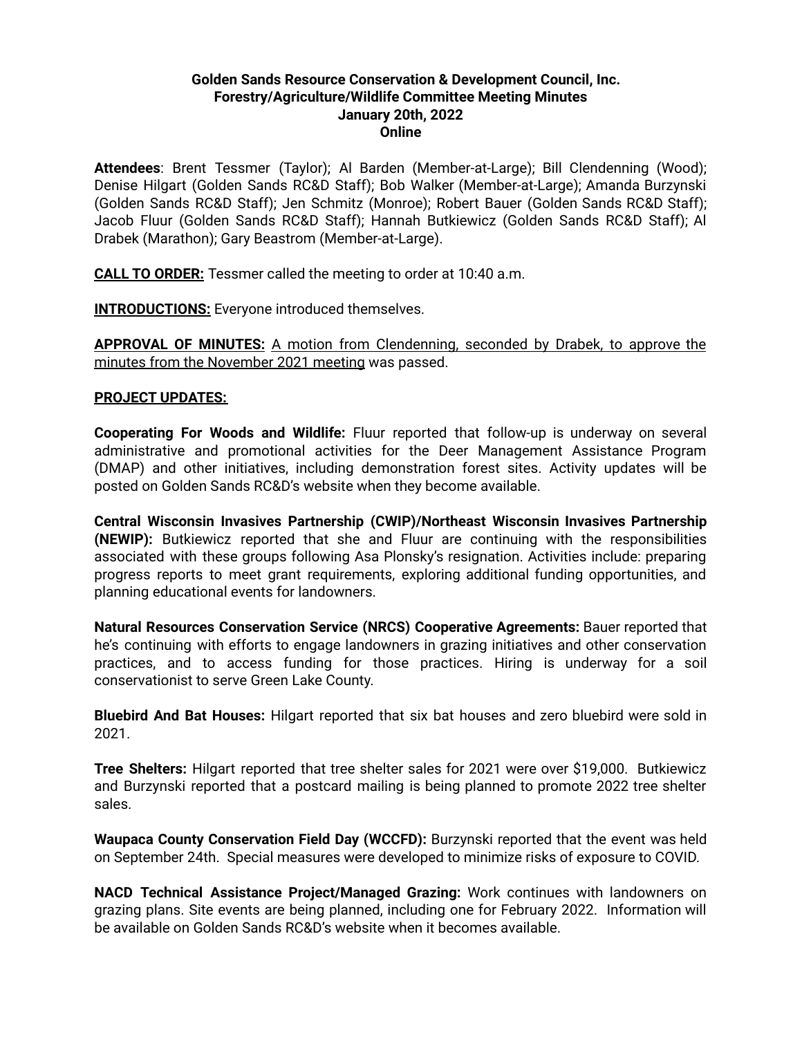**Golden Sands Resource Conservation & Development Council, Inc.**
**Forestry/Agriculture/Wildlife Committee Meeting Minutes**
**January 20th, 2022**
**Online**

**Attendees**: Brent Tessmer (Taylor); Al Barden (Member-at-Large); Bill Clendenning (Wood); Denise Hilgart (Golden Sands RC&D Staff); Bob Walker (Member-at-Large); Amanda Burzynski (Golden Sands RC&D Staff); Jen Schmitz (Monroe); Robert Bauer (Golden Sands RC&D Staff); Jacob Fluur (Golden Sands RC&D Staff); Hannah Butkiewicz (Golden Sands RC&D Staff); Al Drabek (Marathon); Gary Beastrom (Member-at-Large).

**CALL TO ORDER:** Tessmer called the meeting to order at 10:40 a.m.

**INTRODUCTIONS:** Everyone introduced themselves.

**APPROVAL OF MINUTES:** A motion from Clendenning, seconded by Drabek, to approve the minutes from the November 2021 meeting was passed.

**PROJECT UPDATES:**

**Cooperating For Woods and Wildlife:** Fluur reported that follow-up is underway on several administrative and promotional activities for the Deer Management Assistance Program (DMAP) and other initiatives, including demonstration forest sites. Activity updates will be posted on Golden Sands RC&D's website when they become available.

**Central Wisconsin Invasives Partnership (CWIP)/Northeast Wisconsin Invasives Partnership (NEWIP):** Butkiewicz reported that she and Fluur are continuing with the responsibilities associated with these groups following Asa Plonsky's resignation. Activities include: preparing progress reports to meet grant requirements, exploring additional funding opportunities, and planning educational events for landowners.

**Natural Resources Conservation Service (NRCS) Cooperative Agreements:** Bauer reported that he's continuing with efforts to engage landowners in grazing initiatives and other conservation practices, and to access funding for those practices. Hiring is underway for a soil conservationist to serve Green Lake County.

**Bluebird And Bat Houses:** Hilgart reported that six bat houses and zero bluebird were sold in 2021.

**Tree Shelters:** Hilgart reported that tree shelter sales for 2021 were over $19,000. Butkiewicz and Burzynski reported that a postcard mailing is being planned to promote 2022 tree shelter sales.

**Waupaca County Conservation Field Day (WCCFD):** Burzynski reported that the event was held on September 24th. Special measures were developed to minimize risks of exposure to COVID.

**NACD Technical Assistance Project/Managed Grazing:** Work continues with landowners on grazing plans. Site events are being planned, including one for February 2022. Information will be available on Golden Sands RC&D's website when it becomes available.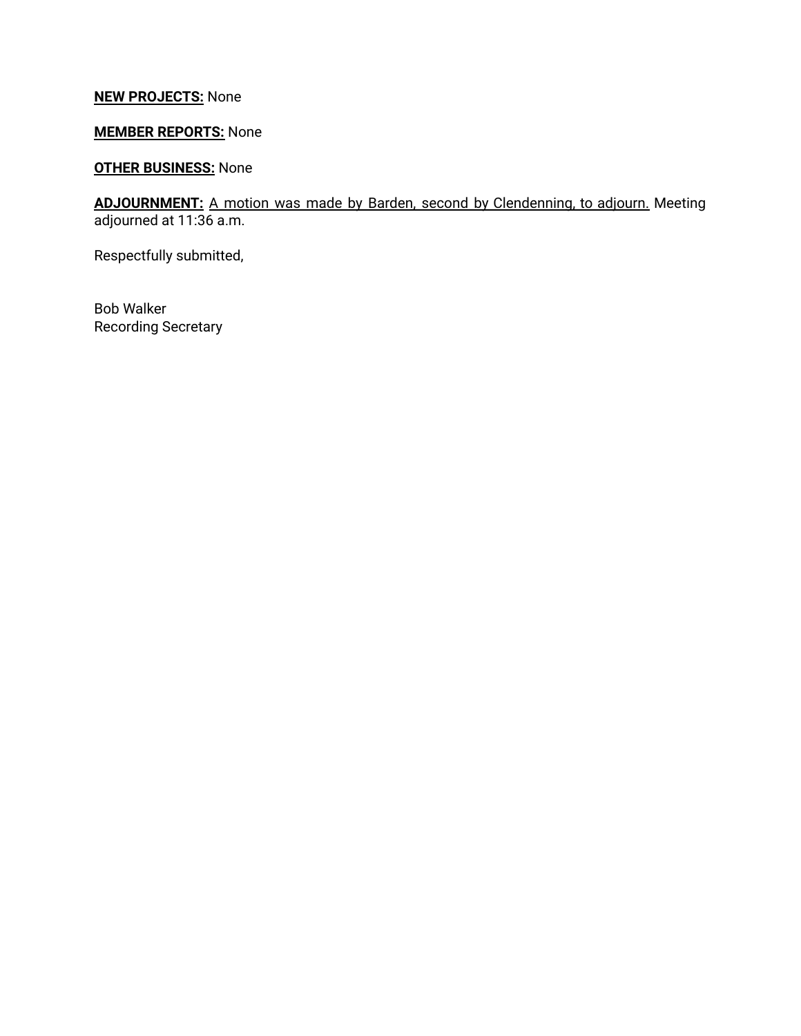**NEW PROJECTS:** None

**MEMBER REPORTS:** None

**OTHER BUSINESS:** None

**ADJOURNMENT:** A motion was made by Barden, second by Clendenning, to adjourn. Meeting adjourned at 11:36 a.m.

Respectfully submitted,

Bob Walker
Recording Secretary